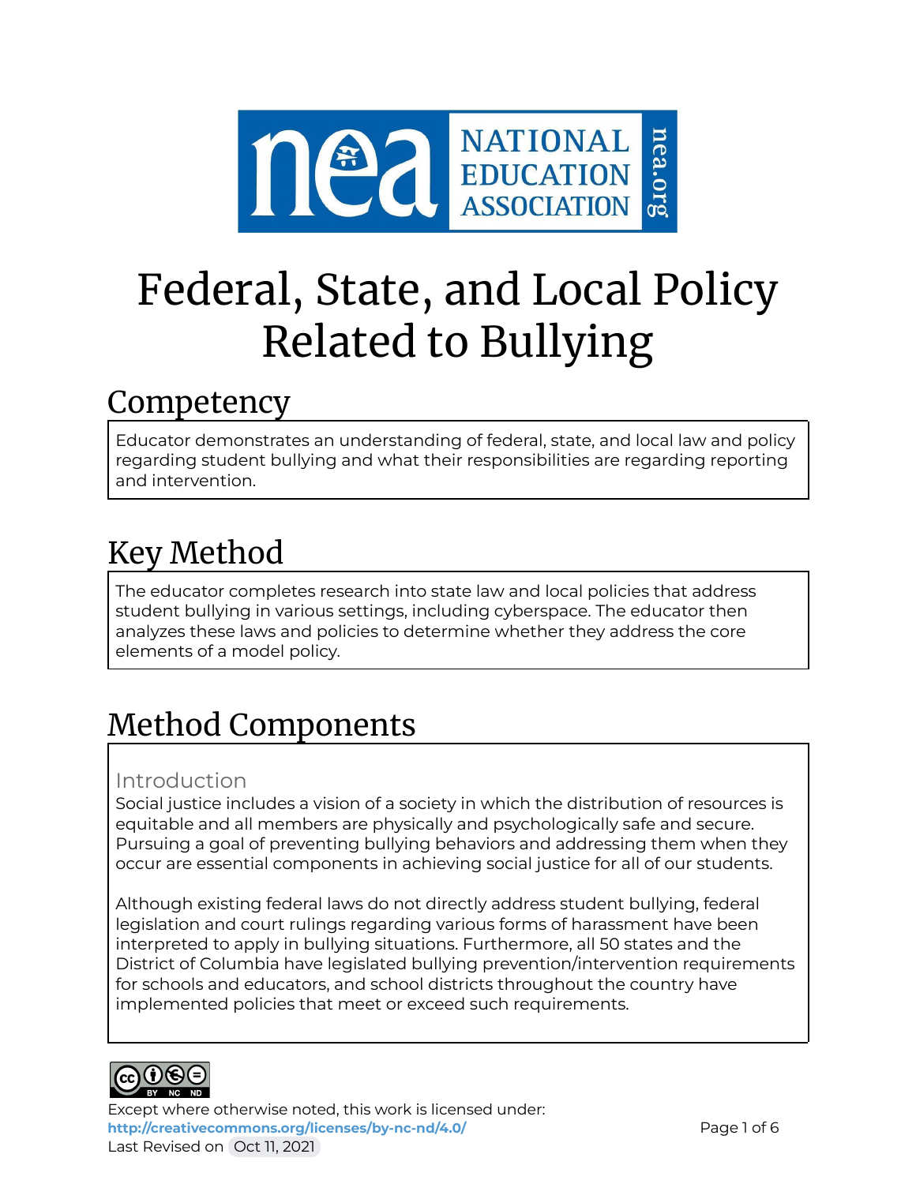# Federal, State, and Local Policy Related to Bullying

## Competency

Educator demonstrates an understanding of federal, state, and local law and policy regarding student bullying and what their responsibilities are regarding reporting and intervention.

## Key Method

The educator completes research into state law and local policies that address student bullying in various settings, including cyberspace. The educator then analyzes these laws and policies to determine whether they address the core elements of a model policy.

## Method Components

### Introduction

Social justice includes a vision of a society in which the distribution of resources is equitable and all members are physically and psychologically safe and secure. Pursuing a goal of preventing bullying behaviors and addressing them when they occur are essential components in achieving social justice for all of our students.

Although existing federal laws do not directly address student bullying, federal legislation and court rulings regarding various forms of harassment have been interpreted to apply in bullying situations. Furthermore, all 50 states and the District of Columbia have legislated bullying prevention/intervention requirements for schools and educators, and school districts throughout the country have implemented policies that meet or exceed such requirements.

Except where otherwise noted, this work is licensed under:
http://creativecommons.org/licenses/by-nc-nd/4.0/
Last Revised on Oct 11, 2021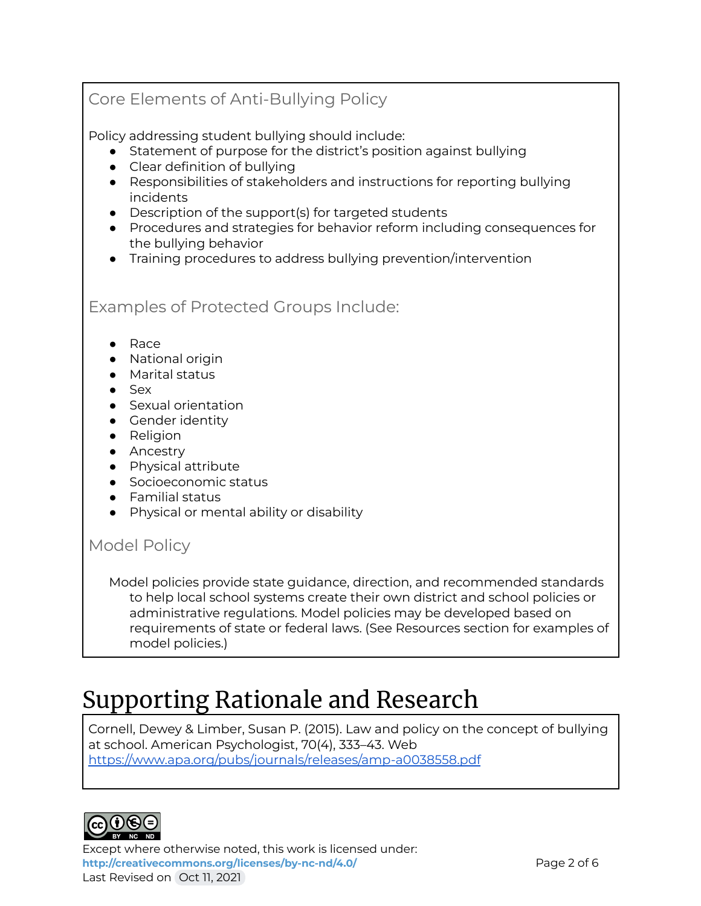### Core Elements of Anti-Bullying Policy

Policy addressing student bullying should include:

- Statement of purpose for the district's position against bullying
- Clear definition of bullying
- Responsibilities of stakeholders and instructions for reporting bullying incidents
- Description of the support(s) for targeted students
- Procedures and strategies for behavior reform including consequences for the bullying behavior
- Training procedures to address bullying prevention/intervention

### Examples of Protected Groups Include:

- Race
- National origin
- Marital status
- Sex
- Sexual orientation
- Gender identity
- Religion
- Ancestry
- Physical attribute
- Socioeconomic status
- Familial status
- Physical or mental ability or disability

### Model Policy

Model policies provide state guidance, direction, and recommended standards to help local school systems create their own district and school policies or administrative regulations. Model policies may be developed based on requirements of state or federal laws. (See Resources section for examples of model policies.)

# Supporting Rationale and Research

Cornell, Dewey & Limber, Susan P. (2015). Law and policy on the concept of bullying at school. American Psychologist, 70(4), 333–43. Web [https://www.apa.org/pubs/journals/releases/amp-a0038558.pdf](https://www.apa.org/pubs/journals/releases/amp-a0038558.pdf)

Except where otherwise noted, this work is licensed under: **http://creativecommons.org/licenses/by-nc-nd/4.0/**
Last Revised on Oct 11, 2021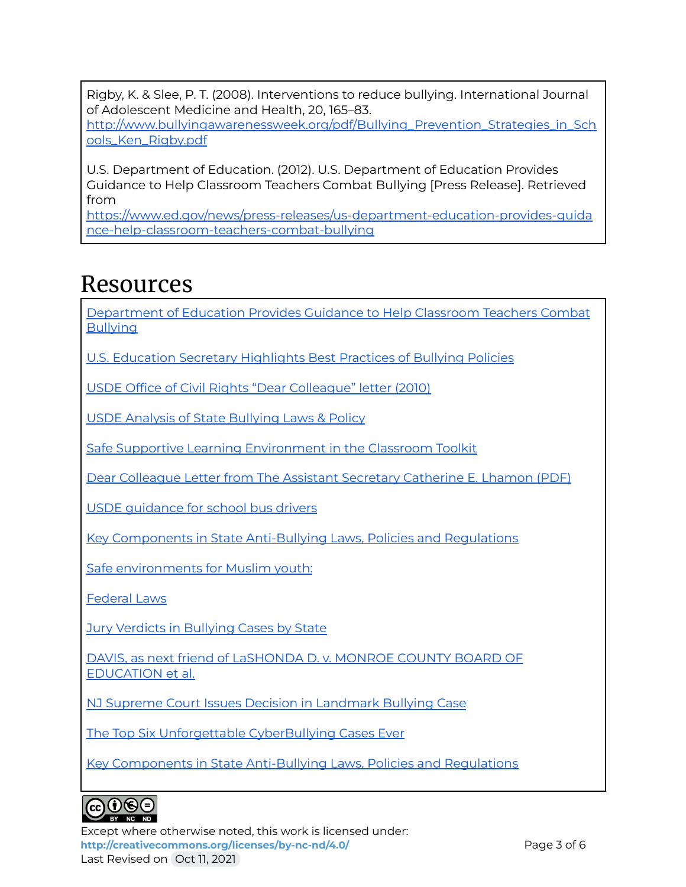Rigby, K. & Slee, P. T. (2008). Interventions to reduce bullying. International Journal of Adolescent Medicine and Health, 20, 165–83. http://www.bullyingawarenessweek.org/pdf/Bullying_Prevention_Strategies_in_Schools_Ken_Rigby.pdf

U.S. Department of Education. (2012). U.S. Department of Education Provides Guidance to Help Classroom Teachers Combat Bullying [Press Release]. Retrieved from https://www.ed.gov/news/press-releases/us-department-education-provides-guidance-help-classroom-teachers-combat-bullying

# Resources

Department of Education Provides Guidance to Help Classroom Teachers Combat Bullying

U.S. Education Secretary Highlights Best Practices of Bullying Policies

USDE Office of Civil Rights "Dear Colleague" letter (2010)

USDE Analysis of State Bullying Laws & Policy

Safe Supportive Learning Environment in the Classroom Toolkit

Dear Colleague Letter from The Assistant Secretary Catherine E. Lhamon (PDF)

USDE guidance for school bus drivers

Key Components in State Anti-Bullying Laws, Policies and Regulations

Safe environments for Muslim youth:

Federal Laws

Jury Verdicts in Bullying Cases by State

DAVIS, as next friend of LaSHONDA D. v. MONROE COUNTY BOARD OF EDUCATION et al.

NJ Supreme Court Issues Decision in Landmark Bullying Case

The Top Six Unforgettable CyberBullying Cases Ever

Key Components in State Anti-Bullying Laws, Policies and Regulations

Except where otherwise noted, this work is licensed under:
**http://creativecommons.org/licenses/by-nc-nd/4.0/**
Last Revised on Oct 11, 2021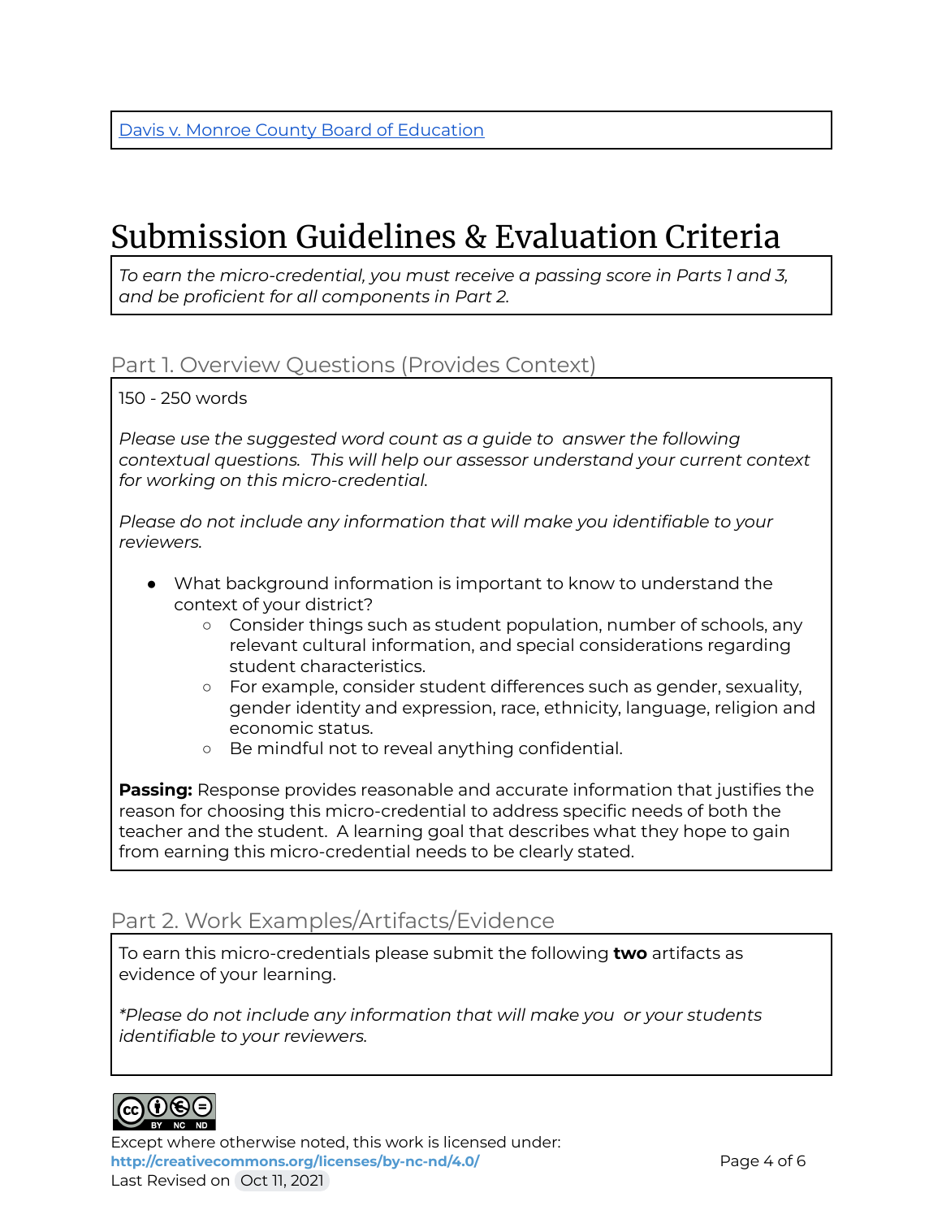[Davis v. Monroe County Board of Education]

# Submission Guidelines & Evaluation Criteria

*To earn the micro-credential, you must receive a passing score in Parts 1 and 3, and be proficient for all components in Part 2.*

## Part 1. Overview Questions (Provides Context)

150 - 250 words

*Please use the suggested word count as a guide to answer the following contextual questions. This will help our assessor understand your current context for working on this micro-credential.*

*Please do not include any information that will make you identifiable to your reviewers.*

- What background information is important to know to understand the context of your district?
  - Consider things such as student population, number of schools, any relevant cultural information, and special considerations regarding student characteristics.
  - For example, consider student differences such as gender, sexuality, gender identity and expression, race, ethnicity, language, religion and economic status.
  - Be mindful not to reveal anything confidential.

**Passing:** Response provides reasonable and accurate information that justifies the reason for choosing this micro-credential to address specific needs of both the teacher and the student. A learning goal that describes what they hope to gain from earning this micro-credential needs to be clearly stated.

## Part 2. Work Examples/Artifacts/Evidence

To earn this micro-credentials please submit the following **two** artifacts as evidence of your learning.

*\*Please do not include any information that will make you or your students identifiable to your reviewers.*

Except where otherwise noted, this work is licensed under:
**http://creativecommons.org/licenses/by-nc-nd/4.0/**
Last Revised on Oct 11, 2021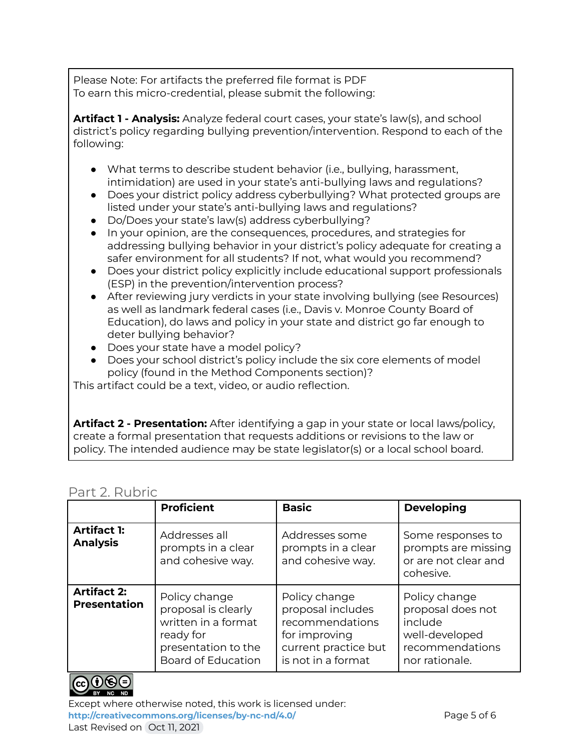Please Note: For artifacts the preferred file format is PDF
To earn this micro-credential, please submit the following:

**Artifact 1 - Analysis:** Analyze federal court cases, your state's law(s), and school district's policy regarding bullying prevention/intervention. Respond to each of the following:

- What terms to describe student behavior (i.e., bullying, harassment, intimidation) are used in your state's anti-bullying laws and regulations?
- Does your district policy address cyberbullying? What protected groups are listed under your state's anti-bullying laws and regulations?
- Do/Does your state's law(s) address cyberbullying?
- In your opinion, are the consequences, procedures, and strategies for addressing bullying behavior in your district's policy adequate for creating a safer environment for all students? If not, what would you recommend?
- Does your district policy explicitly include educational support professionals (ESP) in the prevention/intervention process?
- After reviewing jury verdicts in your state involving bullying (see Resources) as well as landmark federal cases (i.e., Davis v. Monroe County Board of Education), do laws and policy in your state and district go far enough to deter bullying behavior?
- Does your state have a model policy?
- Does your school district's policy include the six core elements of model policy (found in the Method Components section)?

This artifact could be a text, video, or audio reflection.

**Artifact 2 - Presentation:** After identifying a gap in your state or local laws/policy, create a formal presentation that requests additions or revisions to the law or policy. The intended audience may be state legislator(s) or a local school board.

## Part 2. Rubric

| | **Proficient** | **Basic** | **Developing** |
|---|---|---|---|
| **Artifact 1: Analysis** | Addresses all prompts in a clear and cohesive way. | Addresses some prompts in a clear and cohesive way. | Some responses to prompts are missing or are not clear and cohesive. |
| **Artifact 2: Presentation** | Policy change proposal is clearly written in a format ready for presentation to the Board of Education | Policy change proposal includes recommendations for improving current practice but is not in a format | Policy change proposal does not include well-developed recommendations nor rationale. |

Except where otherwise noted, this work is licensed under:
http://creativecommons.org/licenses/by-nc-nd/4.0/
Last Revised on Oct 11, 2021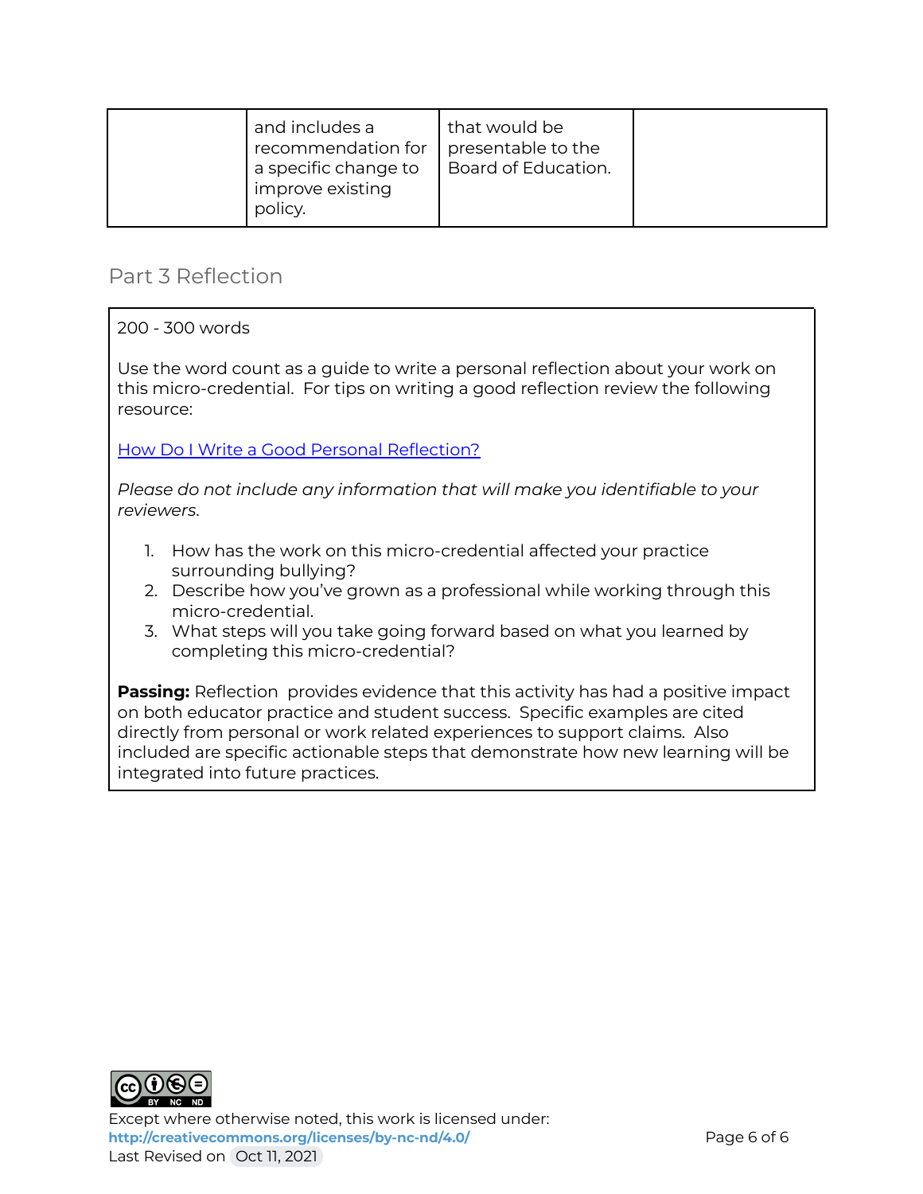| | | | |
|---|---|---|---|
| | and includes a recommendation for a specific change to improve existing policy. | that would be presentable to the Board of Education. | |

## Part 3 Reflection

| |
|---|
| 200 - 300 words<br><br>Use the word count as a guide to write a personal reflection about your work on this micro-credential. For tips on writing a good reflection review the following resource:<br><br>[How Do I Write a Good Personal Reflection?]()<br><br>*Please do not include any information that will make you identifiable to your reviewers.*<br><br>1. How has the work on this micro-credential affected your practice surrounding bullying?<br>2. Describe how you've grown as a professional while working through this micro-credential.<br>3. What steps will you take going forward based on what you learned by completing this micro-credential?<br><br>**Passing:** Reflection provides evidence that this activity has had a positive impact on both educator practice and student success. Specific examples are cited directly from personal or work related experiences to support claims. Also included are specific actionable steps that demonstrate how new learning will be integrated into future practices. |

Except where otherwise noted, this work is licensed under:
**http://creativecommons.org/licenses/by-nc-nd/4.0/**
Last Revised on Oct 11, 2021